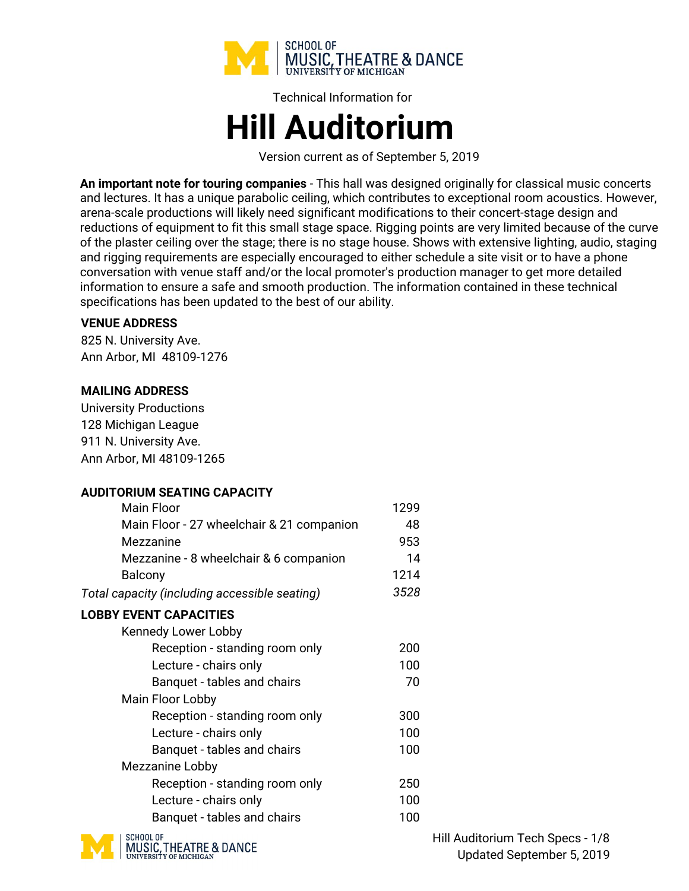SCHOOL OF MUSIC, THEATRE & DANCE
UNIVERSITY OF MICHIGAN

Technical Information for

# Hill Auditorium

Version current as of September 5, 2019

**An important note for touring companies** - This hall was designed originally for classical music concerts and lectures. It has a unique parabolic ceiling, which contributes to exceptional room acoustics. However, arena-scale productions will likely need significant modifications to their concert-stage design and reductions of equipment to fit this small stage space. Rigging points are very limited because of the curve of the plaster ceiling over the stage; there is no stage house. Shows with extensive lighting, audio, staging and rigging requirements are especially encouraged to either schedule a site visit or to have a phone conversation with venue staff and/or the local promoter's production manager to get more detailed information to ensure a safe and smooth production. The information contained in these technical specifications has been updated to the best of our ability.

**VENUE ADDRESS**

825 N. University Ave.
Ann Arbor, MI 48109-1276

**MAILING ADDRESS**

University Productions
128 Michigan League
911 N. University Ave.
Ann Arbor, MI 48109-1265

**AUDITORIUM SEATING CAPACITY**

| | |
|---|---|
| Main Floor | 1299 |
| Main Floor - 27 wheelchair & 21 companion | 48 |
| Mezzanine | 953 |
| Mezzanine - 8 wheelchair & 6 companion | 14 |
| Balcony | 1214 |
| *Total capacity (including accessible seating)* | *3528* |

**LOBBY EVENT CAPACITIES**

| | |
|---|---|
| **Kennedy Lower Lobby** | |
| Reception - standing room only | 200 |
| Lecture - chairs only | 100 |
| Banquet - tables and chairs | 70 |
| **Main Floor Lobby** | |
| Reception - standing room only | 300 |
| Lecture - chairs only | 100 |
| Banquet - tables and chairs | 100 |
| **Mezzanine Lobby** | |
| Reception - standing room only | 250 |
| Lecture - chairs only | 100 |
| Banquet - tables and chairs | 100 |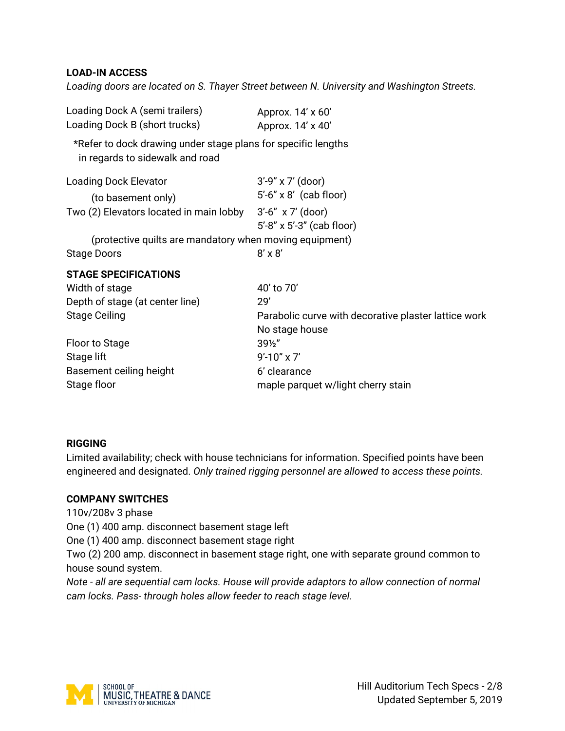**LOAD-IN ACCESS**

*Loading doors are located on S. Thayer Street between N. University and Washington Streets.*

| | |
|---|---|
| Loading Dock A (semi trailers) | Approx. 14' x 60' |
| Loading Dock B (short trucks) | Approx. 14' x 40' |

*Refer to dock drawing under stage plans for specific lengths in regards to sidewalk and road

| | |
|---|---|
| Loading Dock Elevator (to basement only) | 3'-9" x 7' (door)<br>5'-6" x 8' (cab floor) |
| Two (2) Elevators located in main lobby | 3'-6" x 7' (door)<br>5'-8" x 5'-3" (cab floor) |

(protective quilts are mandatory when moving equipment)

| | |
|---|---|
| Stage Doors | 8' x 8' |

**STAGE SPECIFICATIONS**

| | |
|---|---|
| Width of stage | 40' to 70' |
| Depth of stage (at center line) | 29' |
| Stage Ceiling | Parabolic curve with decorative plaster lattice work<br>No stage house |
| Floor to Stage | 39½" |
| Stage lift | 9'-10" x 7' |
| Basement ceiling height | 6' clearance |
| Stage floor | maple parquet w/light cherry stain |

**RIGGING**

Limited availability; check with house technicians for information. Specified points have been engineered and designated. *Only trained rigging personnel are allowed to access these points.*

**COMPANY SWITCHES**

110v/208v 3 phase
One (1) 400 amp. disconnect basement stage left
One (1) 400 amp. disconnect basement stage right
Two (2) 200 amp. disconnect in basement stage right, one with separate ground common to house sound system.

*Note - all are sequential cam locks. House will provide adaptors to allow connection of normal cam locks. Pass- through holes allow feeder to reach stage level.*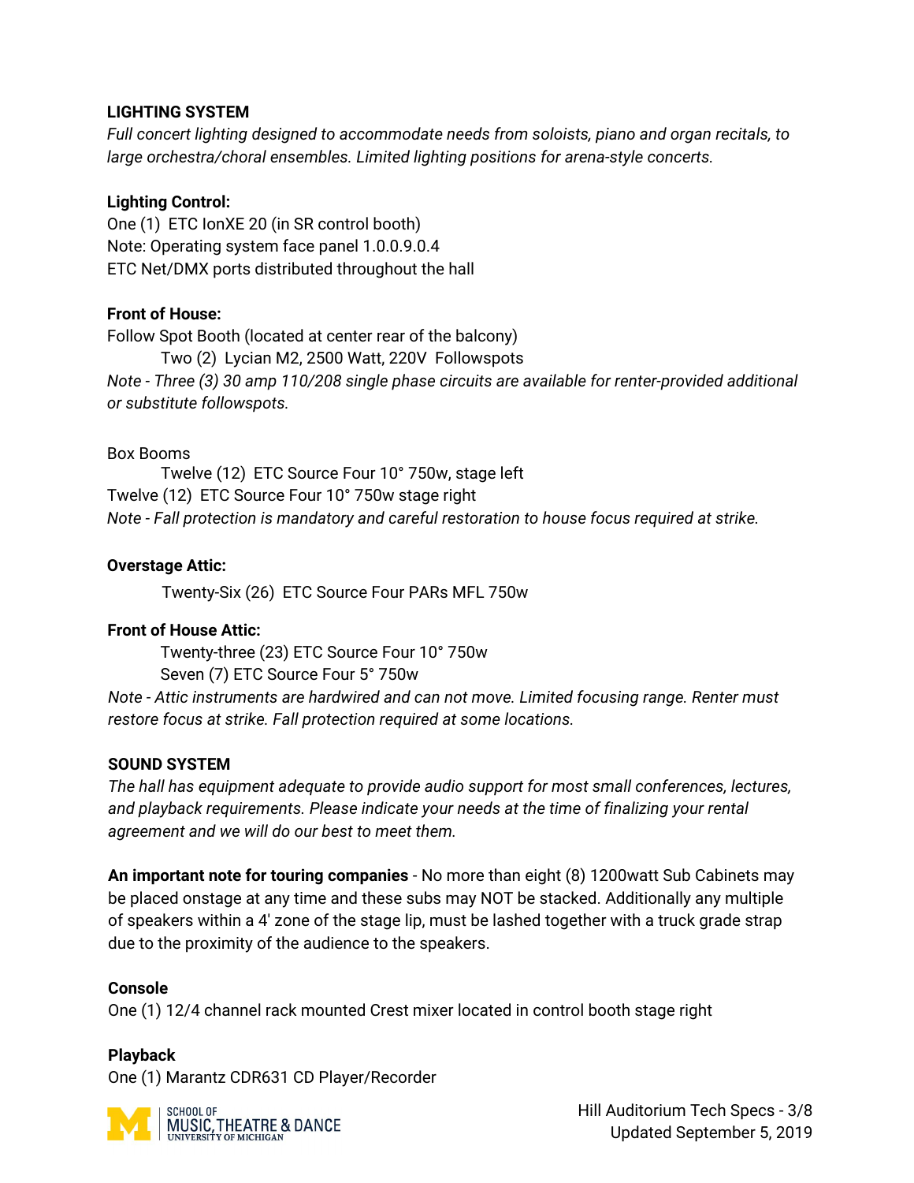## LIGHTING SYSTEM

*Full concert lighting designed to accommodate needs from soloists, piano and organ recitals, to large orchestra/choral ensembles. Limited lighting positions for arena-style concerts.*

### Lighting Control:

One (1) ETC IonXE 20 (in SR control booth)
Note: Operating system face panel 1.0.0.9.0.4
ETC Net/DMX ports distributed throughout the hall

### Front of House:

Follow Spot Booth (located at center rear of the balcony)
Two (2) Lycian M2, 2500 Watt, 220V Followspots
*Note - Three (3) 30 amp 110/208 single phase circuits are available for renter-provided additional or substitute followspots.*

Box Booms
Twelve (12) ETC Source Four 10° 750w, stage left
Twelve (12) ETC Source Four 10° 750w stage right
*Note - Fall protection is mandatory and careful restoration to house focus required at strike.*

### Overstage Attic:

Twenty-Six (26) ETC Source Four PARs MFL 750w

### Front of House Attic:

Twenty-three (23) ETC Source Four 10° 750w
Seven (7) ETC Source Four 5° 750w
*Note - Attic instruments are hardwired and can not move. Limited focusing range. Renter must restore focus at strike. Fall protection required at some locations.*

## SOUND SYSTEM

*The hall has equipment adequate to provide audio support for most small conferences, lectures, and playback requirements. Please indicate your needs at the time of finalizing your rental agreement and we will do our best to meet them.*

**An important note for touring companies** - No more than eight (8) 1200watt Sub Cabinets may be placed onstage at any time and these subs may NOT be stacked. Additionally any multiple of speakers within a 4' zone of the stage lip, must be lashed together with a truck grade strap due to the proximity of the audience to the speakers.

### Console

One (1) 12/4 channel rack mounted Crest mixer located in control booth stage right

### Playback

One (1) Marantz CDR631 CD Player/Recorder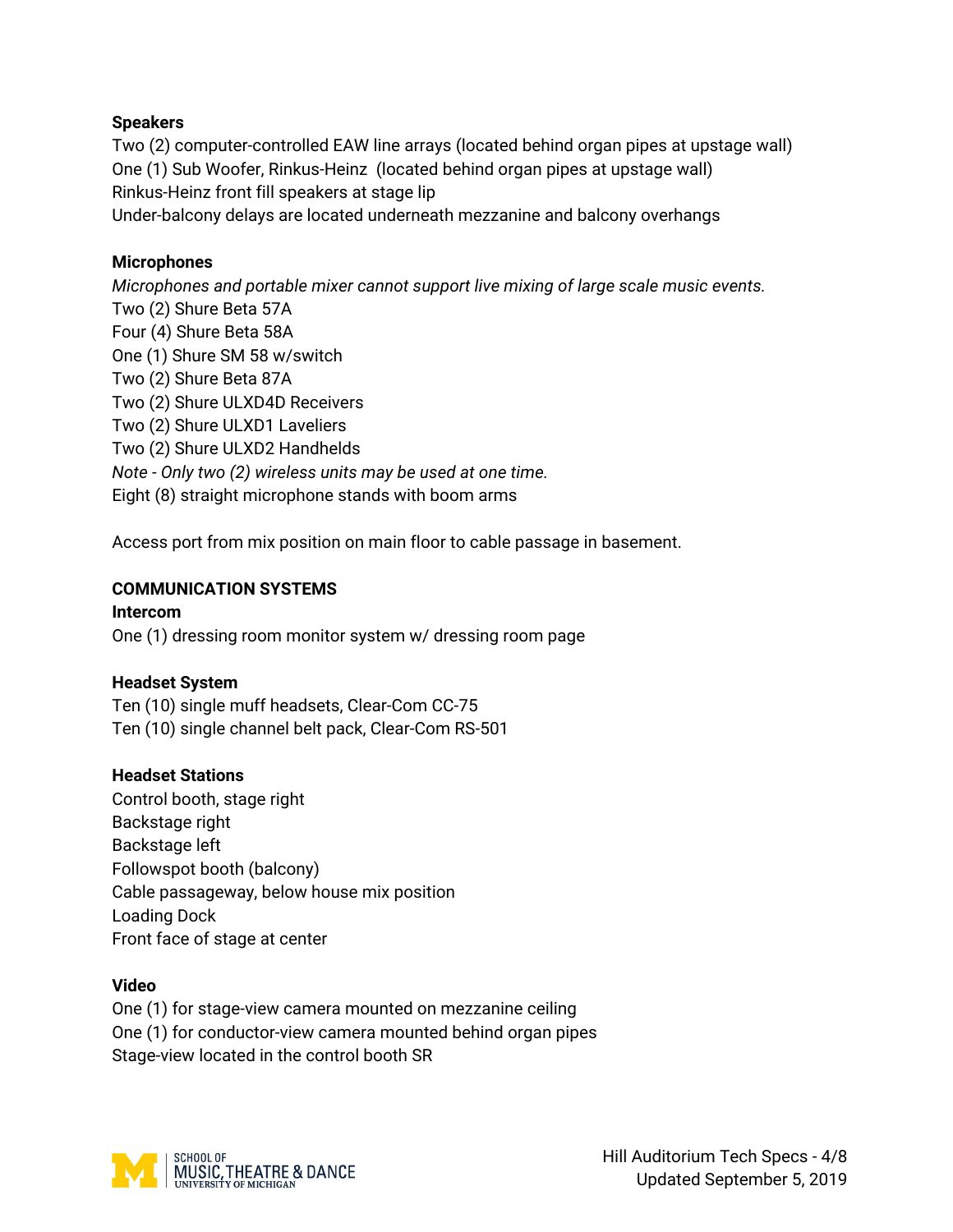**Speakers**

Two (2) computer-controlled EAW line arrays (located behind organ pipes at upstage wall)
One (1) Sub Woofer, Rinkus-Heinz (located behind organ pipes at upstage wall)
Rinkus-Heinz front fill speakers at stage lip
Under-balcony delays are located underneath mezzanine and balcony overhangs

**Microphones**

*Microphones and portable mixer cannot support live mixing of large scale music events.*
Two (2) Shure Beta 57A
Four (4) Shure Beta 58A
One (1) Shure SM 58 w/switch
Two (2) Shure Beta 87A
Two (2) Shure ULXD4D Receivers
Two (2) Shure ULXD1 Laveliers
Two (2) Shure ULXD2 Handhelds
*Note - Only two (2) wireless units may be used at one time.*
Eight (8) straight microphone stands with boom arms

Access port from mix position on main floor to cable passage in basement.

## COMMUNICATION SYSTEMS

**Intercom**

One (1) dressing room monitor system w/ dressing room page

**Headset System**

Ten (10) single muff headsets, Clear-Com CC-75
Ten (10) single channel belt pack, Clear-Com RS-501

**Headset Stations**

Control booth, stage right
Backstage right
Backstage left
Followspot booth (balcony)
Cable passageway, below house mix position
Loading Dock
Front face of stage at center

**Video**

One (1) for stage-view camera mounted on mezzanine ceiling
One (1) for conductor-view camera mounted behind organ pipes
Stage-view located in the control booth SR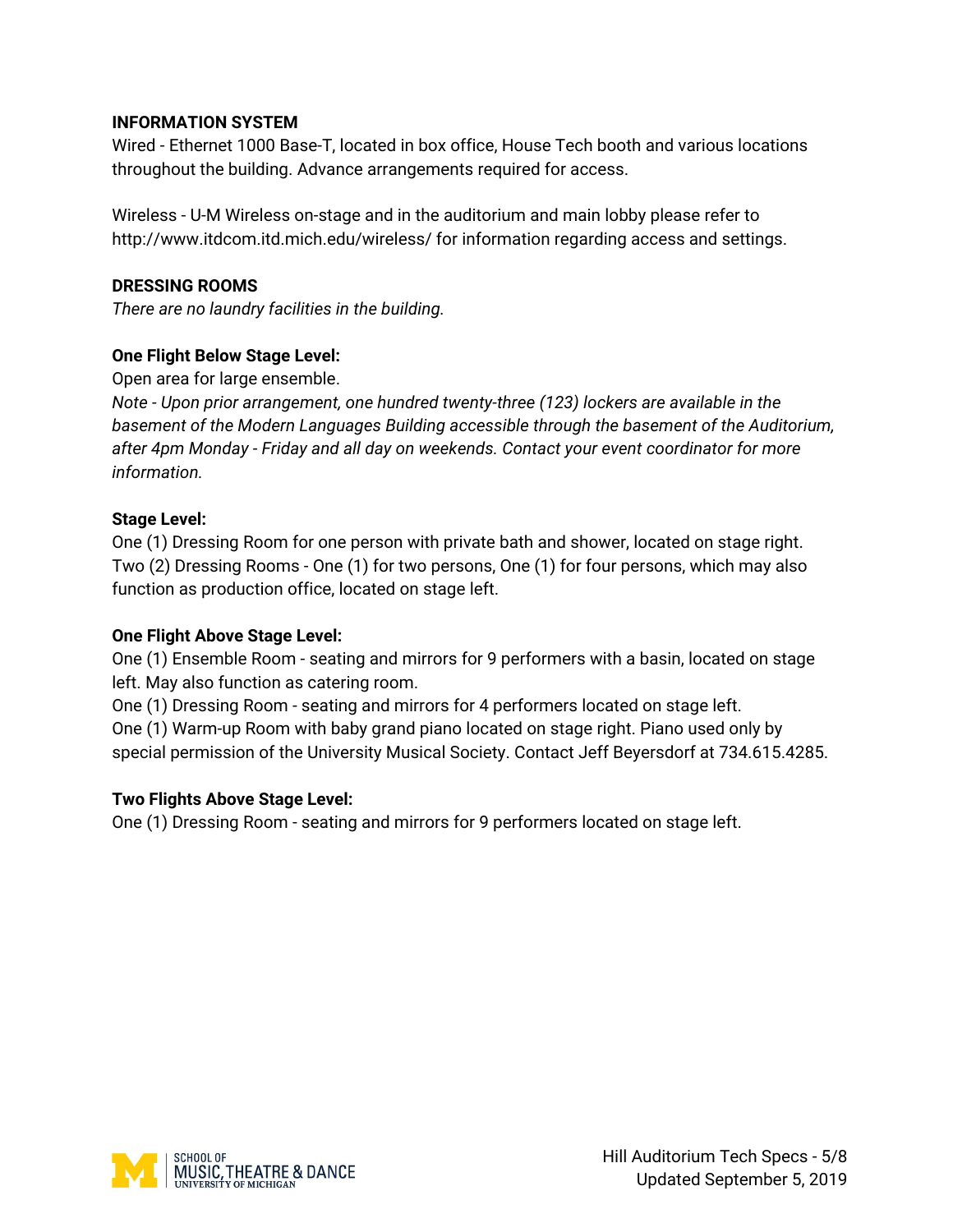**INFORMATION SYSTEM**

Wired - Ethernet 1000 Base-T, located in box office, House Tech booth and various locations throughout the building. Advance arrangements required for access.

Wireless - U-M Wireless on-stage and in the auditorium and main lobby please refer to http://www.itdcom.itd.mich.edu/wireless/ for information regarding access and settings.

**DRESSING ROOMS**

*There are no laundry facilities in the building.*

**One Flight Below Stage Level:**

Open area for large ensemble.

*Note - Upon prior arrangement, one hundred twenty-three (123) lockers are available in the basement of the Modern Languages Building accessible through the basement of the Auditorium, after 4pm Monday - Friday and all day on weekends. Contact your event coordinator for more information.*

**Stage Level:**

One (1) Dressing Room for one person with private bath and shower, located on stage right.
Two (2) Dressing Rooms - One (1) for two persons, One (1) for four persons, which may also function as production office, located on stage left.

**One Flight Above Stage Level:**

One (1) Ensemble Room - seating and mirrors for 9 performers with a basin, located on stage left. May also function as catering room.
One (1) Dressing Room - seating and mirrors for 4 performers located on stage left.
One (1) Warm-up Room with baby grand piano located on stage right. Piano used only by special permission of the University Musical Society. Contact Jeff Beyersdorf at 734.615.4285.

**Two Flights Above Stage Level:**

One (1) Dressing Room - seating and mirrors for 9 performers located on stage left.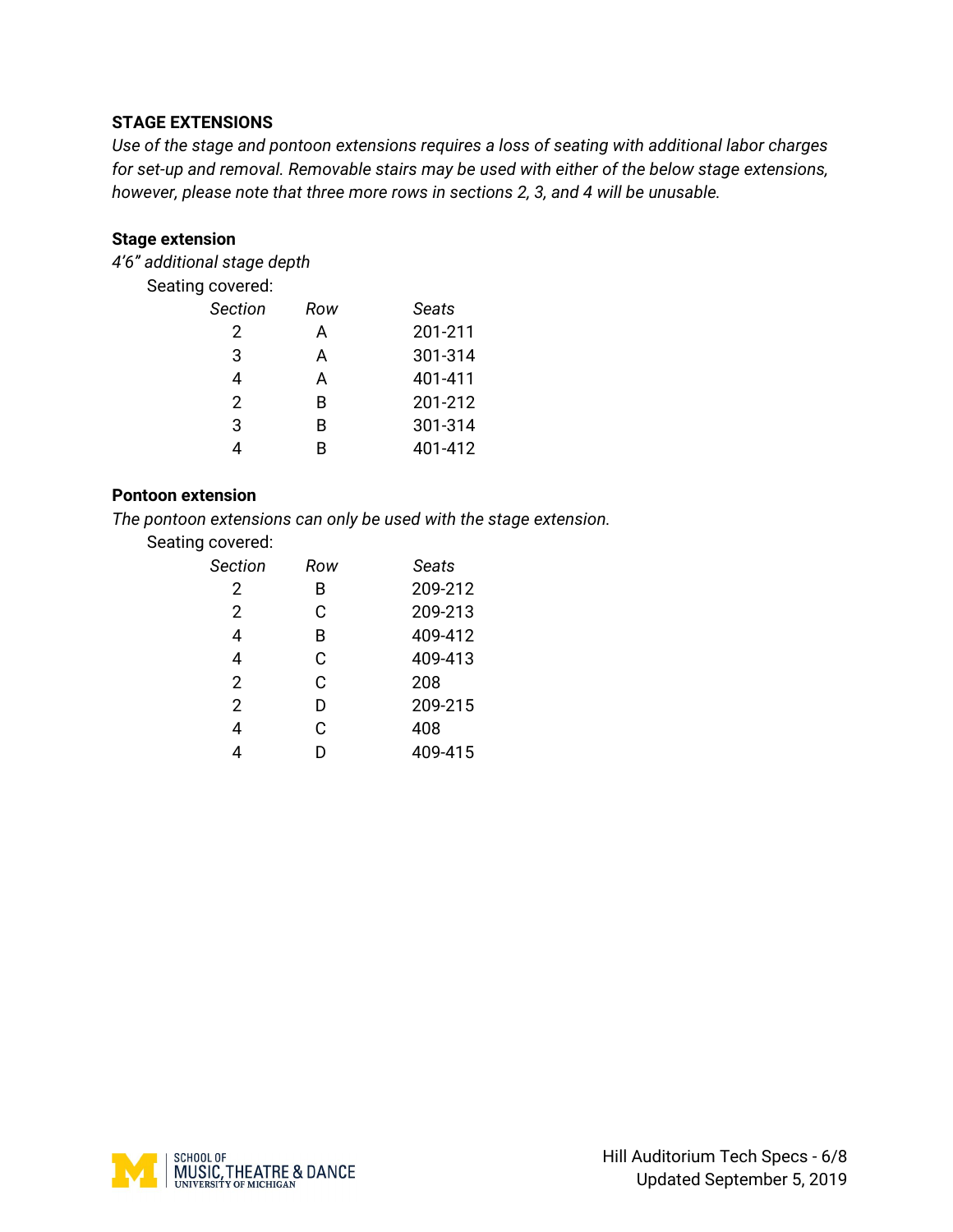## STAGE EXTENSIONS

*Use of the stage and pontoon extensions requires a loss of seating with additional labor charges for set-up and removal. Removable stairs may be used with either of the below stage extensions, however, please note that three more rows in sections 2, 3, and 4 will be unusable.*

### Stage extension

*4'6" additional stage depth*

Seating covered:

| *Section* | *Row* | *Seats* |
|---|---|---|
| 2 | A | 201-211 |
| 3 | A | 301-314 |
| 4 | A | 401-411 |
| 2 | B | 201-212 |
| 3 | B | 301-314 |
| 4 | B | 401-412 |

### Pontoon extension

*The pontoon extensions can only be used with the stage extension.*

Seating covered:

| *Section* | *Row* | *Seats* |
|---|---|---|
| 2 | B | 209-212 |
| 2 | C | 209-213 |
| 4 | B | 409-412 |
| 4 | C | 409-413 |
| 2 | C | 208 |
| 2 | D | 209-215 |
| 4 | C | 408 |
| 4 | D | 409-415 |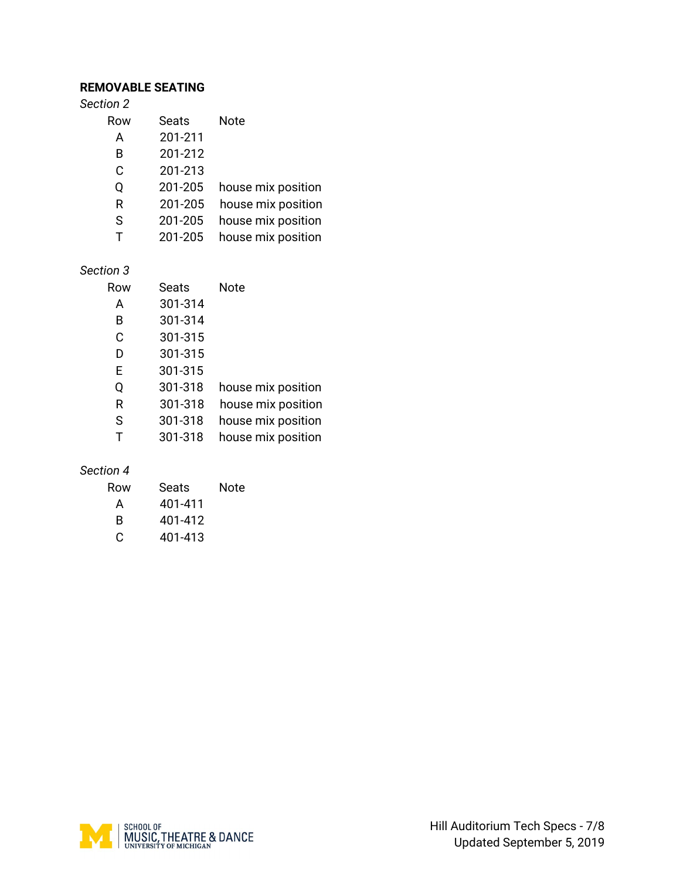**REMOVABLE SEATING**

*Section 2*

| Row | Seats | Note |
|---|---|---|
| A | 201-211 | |
| B | 201-212 | |
| C | 201-213 | |
| Q | 201-205 | house mix position |
| R | 201-205 | house mix position |
| S | 201-205 | house mix position |
| T | 201-205 | house mix position |

*Section 3*

| Row | Seats | Note |
|---|---|---|
| A | 301-314 | |
| B | 301-314 | |
| C | 301-315 | |
| D | 301-315 | |
| E | 301-315 | |
| Q | 301-318 | house mix position |
| R | 301-318 | house mix position |
| S | 301-318 | house mix position |
| T | 301-318 | house mix position |

*Section 4*

| Row | Seats | Note |
|---|---|---|
| A | 401-411 | |
| B | 401-412 | |
| C | 401-413 | |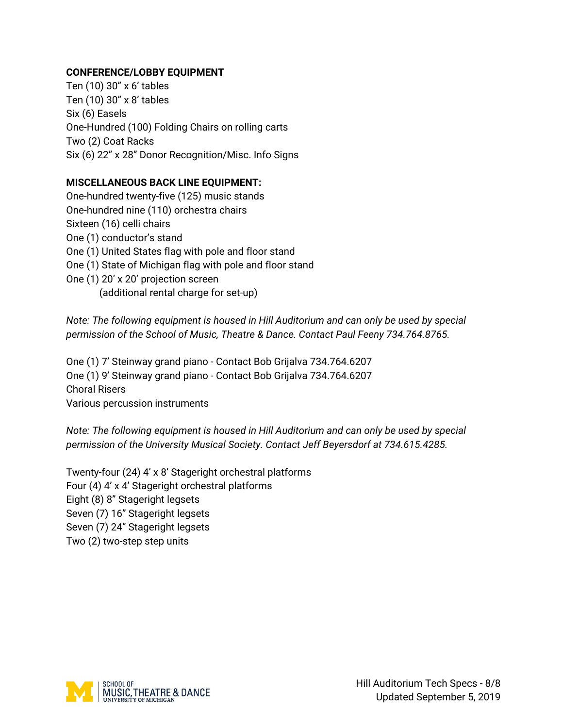**CONFERENCE/LOBBY EQUIPMENT**

Ten (10) 30” x 6’ tables
Ten (10) 30” x 8’ tables
Six (6) Easels
One-Hundred (100) Folding Chairs on rolling carts
Two (2) Coat Racks
Six (6) 22” x 28” Donor Recognition/Misc. Info Signs

**MISCELLANEOUS BACK LINE EQUIPMENT:**

One-hundred twenty-five (125) music stands
One-hundred nine (110) orchestra chairs
Sixteen (16) celli chairs
One (1) conductor’s stand
One (1) United States flag with pole and floor stand
One (1) State of Michigan flag with pole and floor stand
One (1) 20’ x 20’ projection screen
(additional rental charge for set-up)

*Note: The following equipment is housed in Hill Auditorium and can only be used by special permission of the School of Music, Theatre & Dance. Contact Paul Feeny 734.764.8765.*

One (1) 7’ Steinway grand piano - Contact Bob Grijalva 734.764.6207
One (1) 9’ Steinway grand piano - Contact Bob Grijalva 734.764.6207
Choral Risers
Various percussion instruments

*Note: The following equipment is housed in Hill Auditorium and can only be used by special permission of the University Musical Society. Contact Jeff Beyersdorf at 734.615.4285.*

Twenty-four (24) 4’ x 8’ Stageright orchestral platforms
Four (4) 4’ x 4’ Stageright orchestral platforms
Eight (8) 8” Stageright legsets
Seven (7) 16” Stageright legsets
Seven (7) 24” Stageright legsets
Two (2) two-step step units